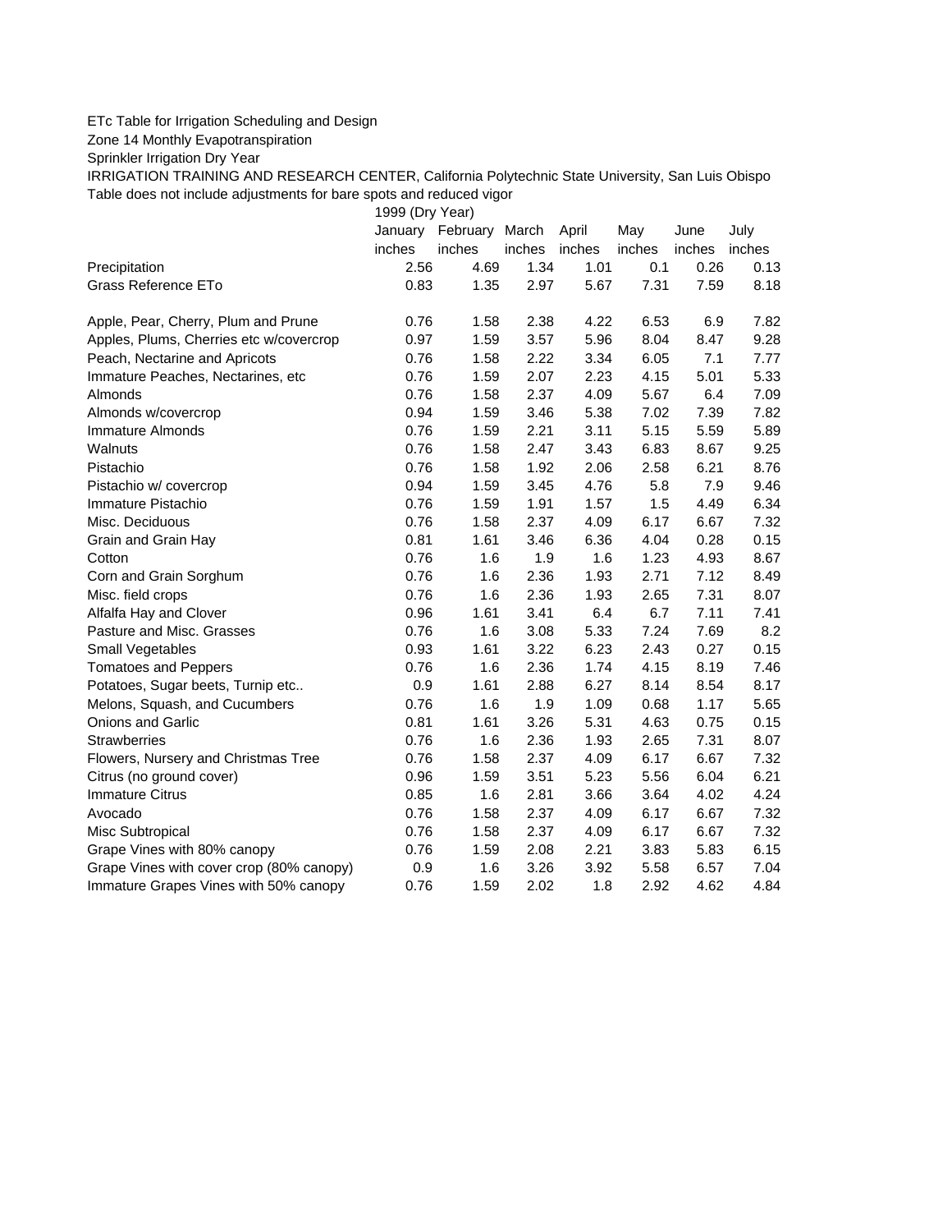ETc Table for Irrigation Scheduling and Design

Zone 14 Monthly Evapotranspiration

Sprinkler Irrigation Dry Year

IRRIGATION TRAINING AND RESEARCH CENTER, California Polytechnic State University, San Luis Obispo

Table does not include adjustments for bare spots and reduced vigor

| | 1999 (Dry Year) | | | | | | |
|---|---|---|---|---|---|---|---|
| | January | February | March | April | May | June | July |
| | inches | inches | inches | inches | inches | inches | inches |
| Precipitation | 2.56 | 4.69 | 1.34 | 1.01 | 0.1 | 0.26 | 0.13 |
| Grass Reference ETo | 0.83 | 1.35 | 2.97 | 5.67 | 7.31 | 7.59 | 8.18 |
| | | | | | | | |
| Apple, Pear, Cherry, Plum and Prune | 0.76 | 1.58 | 2.38 | 4.22 | 6.53 | 6.9 | 7.82 |
| Apples, Plums, Cherries etc w/covercrop | 0.97 | 1.59 | 3.57 | 5.96 | 8.04 | 8.47 | 9.28 |
| Peach, Nectarine and Apricots | 0.76 | 1.58 | 2.22 | 3.34 | 6.05 | 7.1 | 7.77 |
| Immature Peaches, Nectarines, etc | 0.76 | 1.59 | 2.07 | 2.23 | 4.15 | 5.01 | 5.33 |
| Almonds | 0.76 | 1.58 | 2.37 | 4.09 | 5.67 | 6.4 | 7.09 |
| Almonds w/covercrop | 0.94 | 1.59 | 3.46 | 5.38 | 7.02 | 7.39 | 7.82 |
| Immature Almonds | 0.76 | 1.59 | 2.21 | 3.11 | 5.15 | 5.59 | 5.89 |
| Walnuts | 0.76 | 1.58 | 2.47 | 3.43 | 6.83 | 8.67 | 9.25 |
| Pistachio | 0.76 | 1.58 | 1.92 | 2.06 | 2.58 | 6.21 | 8.76 |
| Pistachio w/ covercrop | 0.94 | 1.59 | 3.45 | 4.76 | 5.8 | 7.9 | 9.46 |
| Immature Pistachio | 0.76 | 1.59 | 1.91 | 1.57 | 1.5 | 4.49 | 6.34 |
| Misc. Deciduous | 0.76 | 1.58 | 2.37 | 4.09 | 6.17 | 6.67 | 7.32 |
| Grain and Grain Hay | 0.81 | 1.61 | 3.46 | 6.36 | 4.04 | 0.28 | 0.15 |
| Cotton | 0.76 | 1.6 | 1.9 | 1.6 | 1.23 | 4.93 | 8.67 |
| Corn and Grain Sorghum | 0.76 | 1.6 | 2.36 | 1.93 | 2.71 | 7.12 | 8.49 |
| Misc. field crops | 0.76 | 1.6 | 2.36 | 1.93 | 2.65 | 7.31 | 8.07 |
| Alfalfa Hay and Clover | 0.96 | 1.61 | 3.41 | 6.4 | 6.7 | 7.11 | 7.41 |
| Pasture and Misc. Grasses | 0.76 | 1.6 | 3.08 | 5.33 | 7.24 | 7.69 | 8.2 |
| Small Vegetables | 0.93 | 1.61 | 3.22 | 6.23 | 2.43 | 0.27 | 0.15 |
| Tomatoes and Peppers | 0.76 | 1.6 | 2.36 | 1.74 | 4.15 | 8.19 | 7.46 |
| Potatoes, Sugar beets, Turnip etc.. | 0.9 | 1.61 | 2.88 | 6.27 | 8.14 | 8.54 | 8.17 |
| Melons, Squash, and Cucumbers | 0.76 | 1.6 | 1.9 | 1.09 | 0.68 | 1.17 | 5.65 |
| Onions and Garlic | 0.81 | 1.61 | 3.26 | 5.31 | 4.63 | 0.75 | 0.15 |
| Strawberries | 0.76 | 1.6 | 2.36 | 1.93 | 2.65 | 7.31 | 8.07 |
| Flowers, Nursery and Christmas Tree | 0.76 | 1.58 | 2.37 | 4.09 | 6.17 | 6.67 | 7.32 |
| Citrus (no ground cover) | 0.96 | 1.59 | 3.51 | 5.23 | 5.56 | 6.04 | 6.21 |
| Immature Citrus | 0.85 | 1.6 | 2.81 | 3.66 | 3.64 | 4.02 | 4.24 |
| Avocado | 0.76 | 1.58 | 2.37 | 4.09 | 6.17 | 6.67 | 7.32 |
| Misc Subtropical | 0.76 | 1.58 | 2.37 | 4.09 | 6.17 | 6.67 | 7.32 |
| Grape Vines with 80% canopy | 0.76 | 1.59 | 2.08 | 2.21 | 3.83 | 5.83 | 6.15 |
| Grape Vines with cover crop (80% canopy) | 0.9 | 1.6 | 3.26 | 3.92 | 5.58 | 6.57 | 7.04 |
| Immature Grapes Vines with 50% canopy | 0.76 | 1.59 | 2.02 | 1.8 | 2.92 | 4.62 | 4.84 |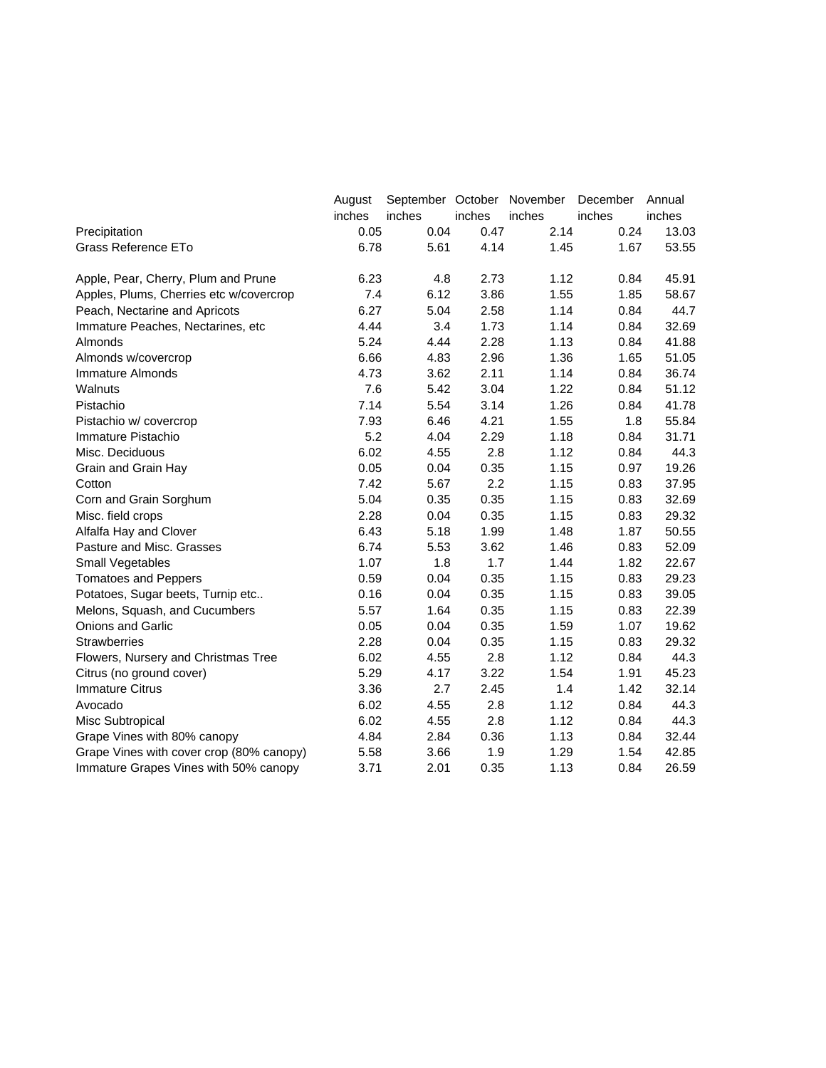| | August inches | September inches | October inches | November inches | December inches | Annual inches |
|---|---|---|---|---|---|---|
| Precipitation | 0.05 | 0.04 | 0.47 | 2.14 | 0.24 | 13.03 |
| Grass Reference ETo | 6.78 | 5.61 | 4.14 | 1.45 | 1.67 | 53.55 |
| | | | | | | |
| Apple, Pear, Cherry, Plum and Prune | 6.23 | 4.8 | 2.73 | 1.12 | 0.84 | 45.91 |
| Apples, Plums, Cherries etc w/covercrop | 7.4 | 6.12 | 3.86 | 1.55 | 1.85 | 58.67 |
| Peach, Nectarine and Apricots | 6.27 | 5.04 | 2.58 | 1.14 | 0.84 | 44.7 |
| Immature Peaches, Nectarines, etc | 4.44 | 3.4 | 1.73 | 1.14 | 0.84 | 32.69 |
| Almonds | 5.24 | 4.44 | 2.28 | 1.13 | 0.84 | 41.88 |
| Almonds w/covercrop | 6.66 | 4.83 | 2.96 | 1.36 | 1.65 | 51.05 |
| Immature Almonds | 4.73 | 3.62 | 2.11 | 1.14 | 0.84 | 36.74 |
| Walnuts | 7.6 | 5.42 | 3.04 | 1.22 | 0.84 | 51.12 |
| Pistachio | 7.14 | 5.54 | 3.14 | 1.26 | 0.84 | 41.78 |
| Pistachio w/ covercrop | 7.93 | 6.46 | 4.21 | 1.55 | 1.8 | 55.84 |
| Immature Pistachio | 5.2 | 4.04 | 2.29 | 1.18 | 0.84 | 31.71 |
| Misc. Deciduous | 6.02 | 4.55 | 2.8 | 1.12 | 0.84 | 44.3 |
| Grain and Grain Hay | 0.05 | 0.04 | 0.35 | 1.15 | 0.97 | 19.26 |
| Cotton | 7.42 | 5.67 | 2.2 | 1.15 | 0.83 | 37.95 |
| Corn and Grain Sorghum | 5.04 | 0.35 | 0.35 | 1.15 | 0.83 | 32.69 |
| Misc. field crops | 2.28 | 0.04 | 0.35 | 1.15 | 0.83 | 29.32 |
| Alfalfa Hay and Clover | 6.43 | 5.18 | 1.99 | 1.48 | 1.87 | 50.55 |
| Pasture and Misc. Grasses | 6.74 | 5.53 | 3.62 | 1.46 | 0.83 | 52.09 |
| Small Vegetables | 1.07 | 1.8 | 1.7 | 1.44 | 1.82 | 22.67 |
| Tomatoes and Peppers | 0.59 | 0.04 | 0.35 | 1.15 | 0.83 | 29.23 |
| Potatoes, Sugar beets, Turnip etc.. | 0.16 | 0.04 | 0.35 | 1.15 | 0.83 | 39.05 |
| Melons, Squash, and Cucumbers | 5.57 | 1.64 | 0.35 | 1.15 | 0.83 | 22.39 |
| Onions and Garlic | 0.05 | 0.04 | 0.35 | 1.59 | 1.07 | 19.62 |
| Strawberries | 2.28 | 0.04 | 0.35 | 1.15 | 0.83 | 29.32 |
| Flowers, Nursery and Christmas Tree | 6.02 | 4.55 | 2.8 | 1.12 | 0.84 | 44.3 |
| Citrus (no ground cover) | 5.29 | 4.17 | 3.22 | 1.54 | 1.91 | 45.23 |
| Immature Citrus | 3.36 | 2.7 | 2.45 | 1.4 | 1.42 | 32.14 |
| Avocado | 6.02 | 4.55 | 2.8 | 1.12 | 0.84 | 44.3 |
| Misc Subtropical | 6.02 | 4.55 | 2.8 | 1.12 | 0.84 | 44.3 |
| Grape Vines with 80% canopy | 4.84 | 2.84 | 0.36 | 1.13 | 0.84 | 32.44 |
| Grape Vines with cover crop (80% canopy) | 5.58 | 3.66 | 1.9 | 1.29 | 1.54 | 42.85 |
| Immature Grapes Vines with 50% canopy | 3.71 | 2.01 | 0.35 | 1.13 | 0.84 | 26.59 |